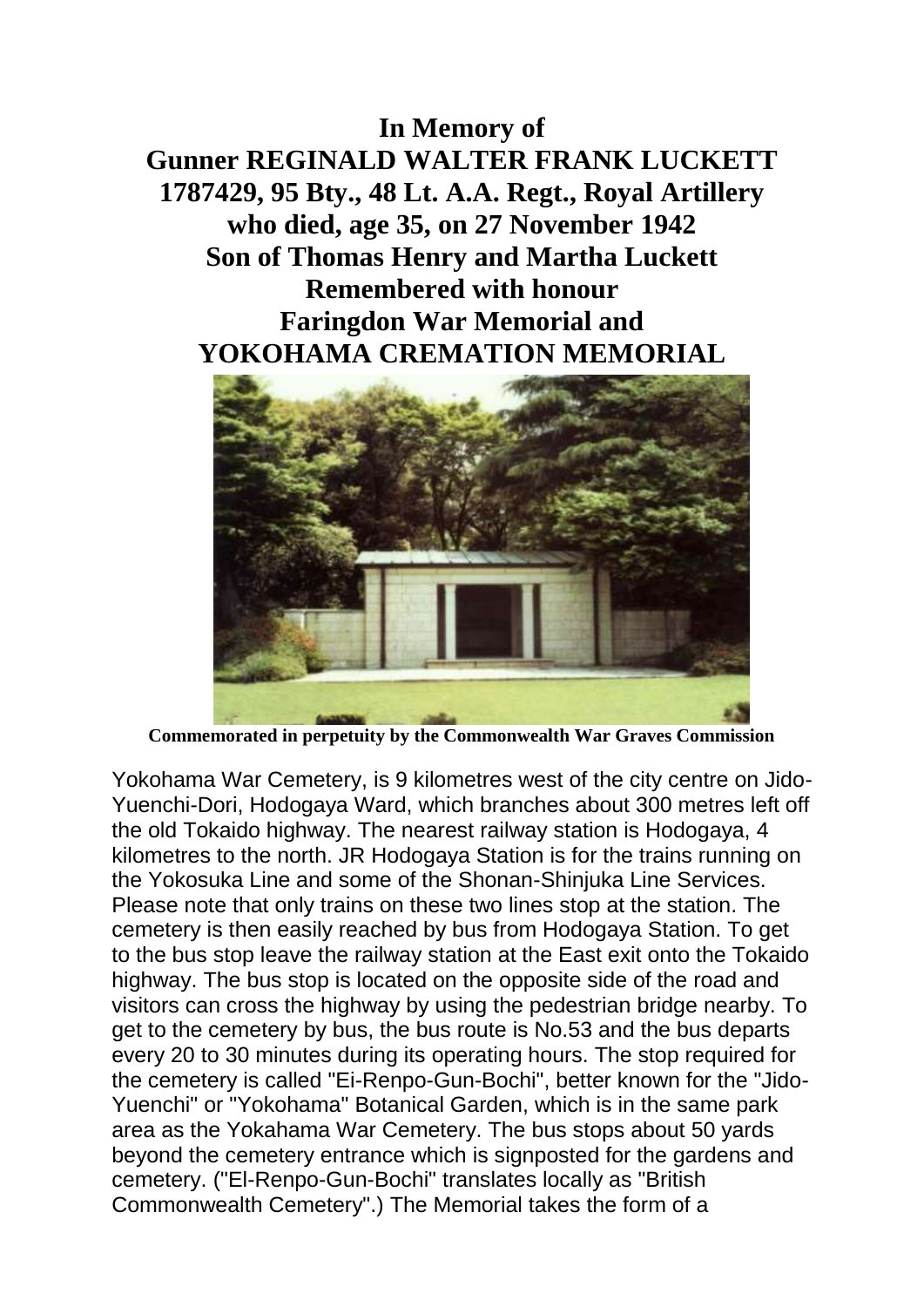**In Memory of**
**Gunner REGINALD WALTER FRANK LUCKETT**
**1787429, 95 Bty., 48 Lt. A.A. Regt., Royal Artillery**
**who died, age 35, on 27 November 1942**
**Son of Thomas Henry and Martha Luckett**
**Remembered with honour**
**Faringdon War Memorial and**
**YOKOHAMA CREMATION MEMORIAL**

**Commemorated in perpetuity by the Commonwealth War Graves Commission**

Yokohama War Cemetery, is 9 kilometres west of the city centre on Jido-Yuenchi-Dori, Hodogaya Ward, which branches about 300 metres left off the old Tokaido highway. The nearest railway station is Hodogaya, 4 kilometres to the north. JR Hodogaya Station is for the trains running on the Yokosuka Line and some of the Shonan-Shinjuka Line Services. Please note that only trains on these two lines stop at the station. The cemetery is then easily reached by bus from Hodogaya Station. To get to the bus stop leave the railway station at the East exit onto the Tokaido highway. The bus stop is located on the opposite side of the road and visitors can cross the highway by using the pedestrian bridge nearby. To get to the cemetery by bus, the bus route is No.53 and the bus departs every 20 to 30 minutes during its operating hours. The stop required for the cemetery is called "Ei-Renpo-Gun-Bochi", better known for the "Jido-Yuenchi" or "Yokohama" Botanical Garden, which is in the same park area as the Yokahama War Cemetery. The bus stops about 50 yards beyond the cemetery entrance which is signposted for the gardens and cemetery. ("El-Renpo-Gun-Bochi" translates locally as "British Commonwealth Cemetery".) The Memorial takes the form of a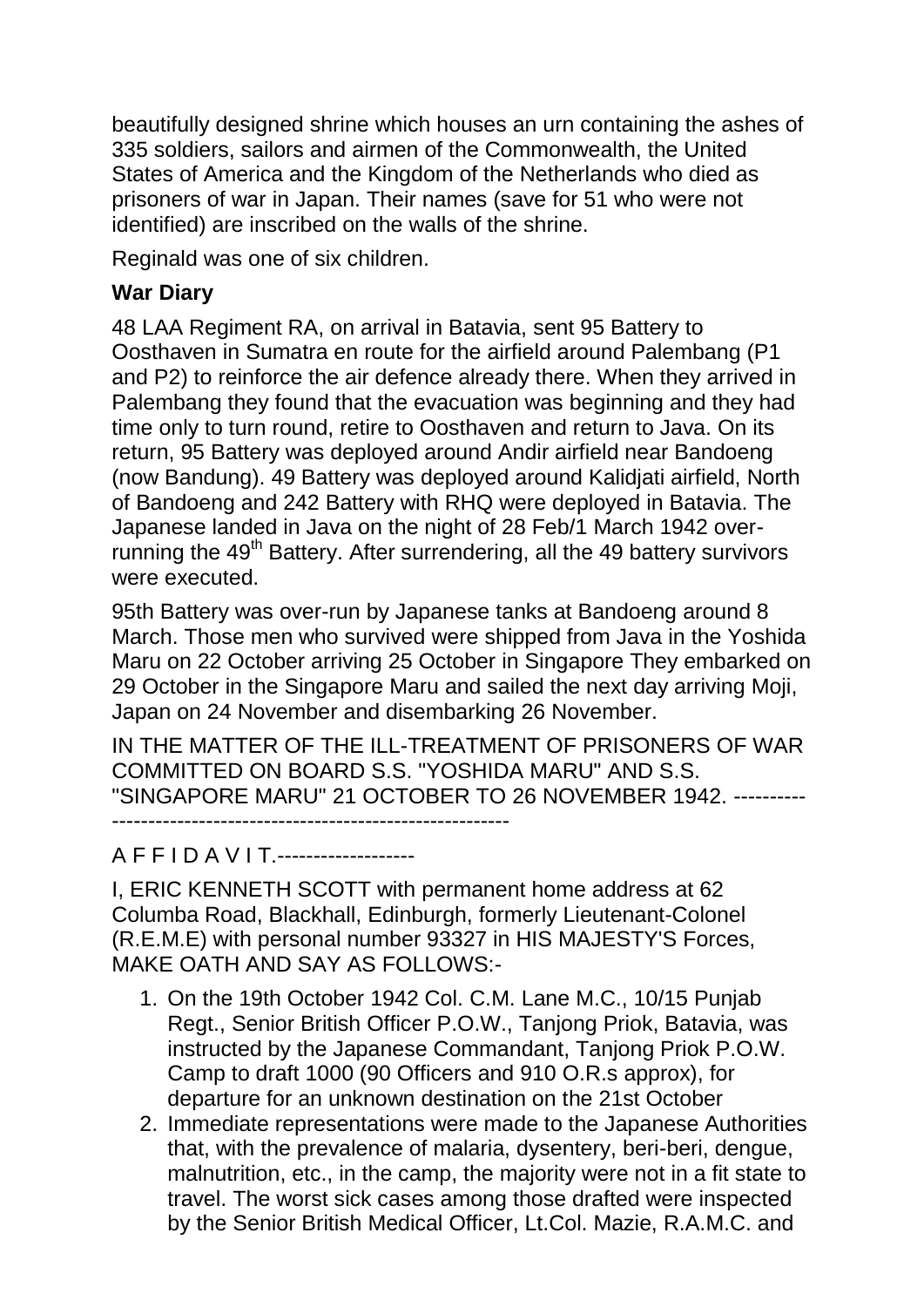beautifully designed shrine which houses an urn containing the ashes of 335 soldiers, sailors and airmen of the Commonwealth, the United States of America and the Kingdom of the Netherlands who died as prisoners of war in Japan. Their names (save for 51 who were not identified) are inscribed on the walls of the shrine.

Reginald was one of six children.

**War Diary**

48 LAA Regiment RA, on arrival in Batavia, sent 95 Battery to Oosthaven in Sumatra en route for the airfield around Palembang (P1 and P2) to reinforce the air defence already there. When they arrived in Palembang they found that the evacuation was beginning and they had time only to turn round, retire to Oosthaven and return to Java. On its return, 95 Battery was deployed around Andir airfield near Bandoeng (now Bandung). 49 Battery was deployed around Kalidjati airfield, North of Bandoeng and 242 Battery with RHQ were deployed in Batavia. The Japanese landed in Java on the night of 28 Feb/1 March 1942 over-running the 49th Battery. After surrendering, all the 49 battery survivors were executed.

95th Battery was over-run by Japanese tanks at Bandoeng around 8 March. Those men who survived were shipped from Java in the Yoshida Maru on 22 October arriving 25 October in Singapore They embarked on 29 October in the Singapore Maru and sailed the next day arriving Moji, Japan on 24 November and disembarking 26 November.

IN THE MATTER OF THE ILL-TREATMENT OF PRISONERS OF WAR COMMITTED ON BOARD S.S. "YOSHIDA MARU" AND S.S. "SINGAPORE MARU" 21 OCTOBER TO 26 NOVEMBER 1942. ---------------------------------------------------------------

A F F I D A V I T.-------------------

I, ERIC KENNETH SCOTT with permanent home address at 62 Columba Road, Blackhall, Edinburgh, formerly Lieutenant-Colonel (R.E.M.E) with personal number 93327 in HIS MAJESTY'S Forces, MAKE OATH AND SAY AS FOLLOWS:-

1. On the 19th October 1942 Col. C.M. Lane M.C., 10/15 Punjab Regt., Senior British Officer P.O.W., Tanjong Priok, Batavia, was instructed by the Japanese Commandant, Tanjong Priok P.O.W. Camp to draft 1000 (90 Officers and 910 O.R.s approx), for departure for an unknown destination on the 21st October
2. Immediate representations were made to the Japanese Authorities that, with the prevalence of malaria, dysentery, beri-beri, dengue, malnutrition, etc., in the camp, the majority were not in a fit state to travel. The worst sick cases among those drafted were inspected by the Senior British Medical Officer, Lt.Col. Mazie, R.A.M.C. and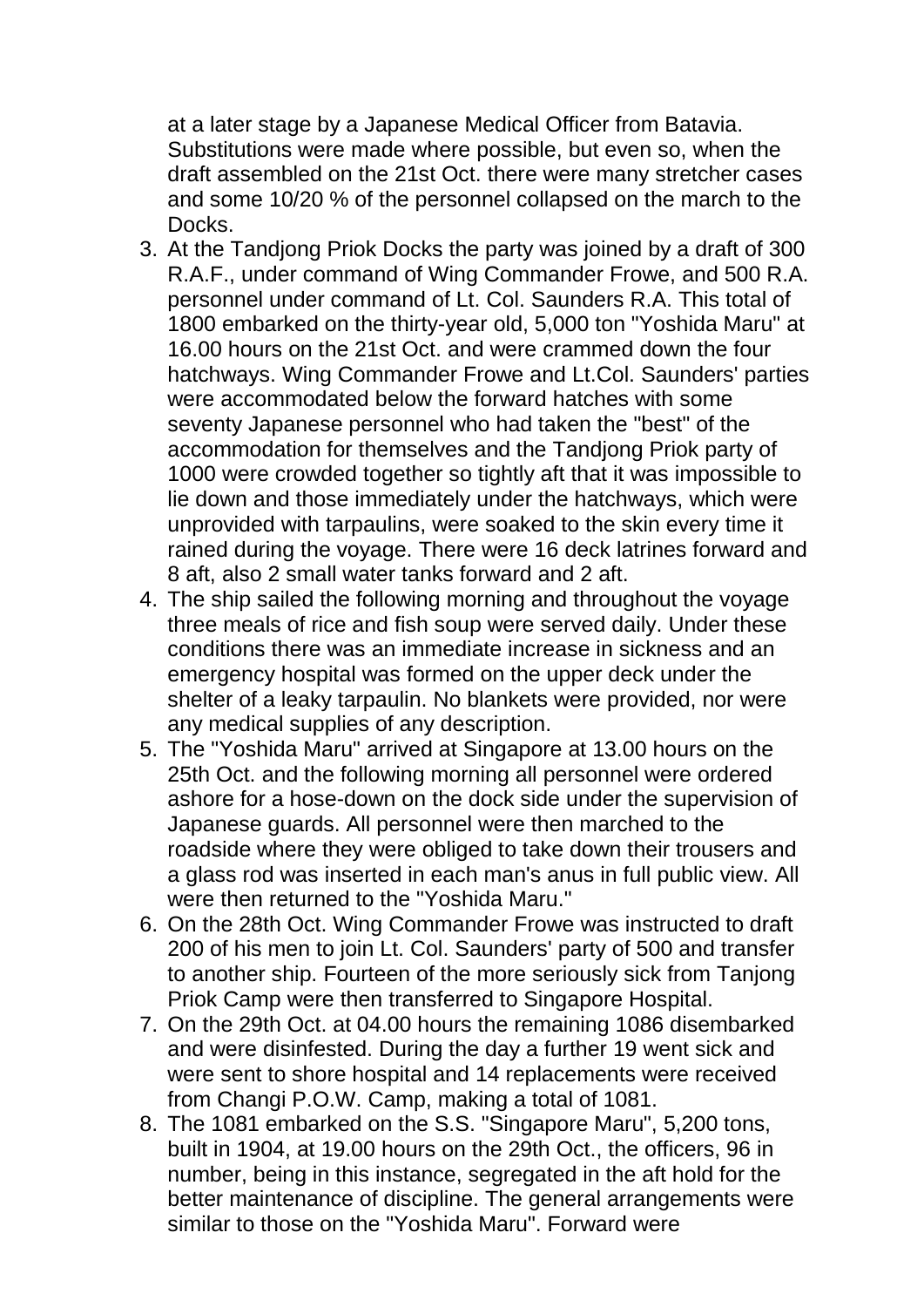at a later stage by a Japanese Medical Officer from Batavia. Substitutions were made where possible, but even so, when the draft assembled on the 21st Oct. there were many stretcher cases and some 10/20 % of the personnel collapsed on the march to the Docks.

3. At the Tandjong Priok Docks the party was joined by a draft of 300 R.A.F., under command of Wing Commander Frowe, and 500 R.A. personnel under command of Lt. Col. Saunders R.A. This total of 1800 embarked on the thirty-year old, 5,000 ton "Yoshida Maru" at 16.00 hours on the 21st Oct. and were crammed down the four hatchways. Wing Commander Frowe and Lt.Col. Saunders' parties were accommodated below the forward hatches with some seventy Japanese personnel who had taken the "best" of the accommodation for themselves and the Tandjong Priok party of 1000 were crowded together so tightly aft that it was impossible to lie down and those immediately under the hatchways, which were unprovided with tarpaulins, were soaked to the skin every time it rained during the voyage. There were 16 deck latrines forward and 8 aft, also 2 small water tanks forward and 2 aft.
4. The ship sailed the following morning and throughout the voyage three meals of rice and fish soup were served daily. Under these conditions there was an immediate increase in sickness and an emergency hospital was formed on the upper deck under the shelter of a leaky tarpaulin. No blankets were provided, nor were any medical supplies of any description.
5. The "Yoshida Maru" arrived at Singapore at 13.00 hours on the 25th Oct. and the following morning all personnel were ordered ashore for a hose-down on the dock side under the supervision of Japanese guards. All personnel were then marched to the roadside where they were obliged to take down their trousers and a glass rod was inserted in each man's anus in full public view. All were then returned to the "Yoshida Maru."
6. On the 28th Oct. Wing Commander Frowe was instructed to draft 200 of his men to join Lt. Col. Saunders' party of 500 and transfer to another ship. Fourteen of the more seriously sick from Tanjong Priok Camp were then transferred to Singapore Hospital.
7. On the 29th Oct. at 04.00 hours the remaining 1086 disembarked and were disinfested. During the day a further 19 went sick and were sent to shore hospital and 14 replacements were received from Changi P.O.W. Camp, making a total of 1081.
8. The 1081 embarked on the S.S. "Singapore Maru", 5,200 tons, built in 1904, at 19.00 hours on the 29th Oct., the officers, 96 in number, being in this instance, segregated in the aft hold for the better maintenance of discipline. The general arrangements were similar to those on the "Yoshida Maru". Forward were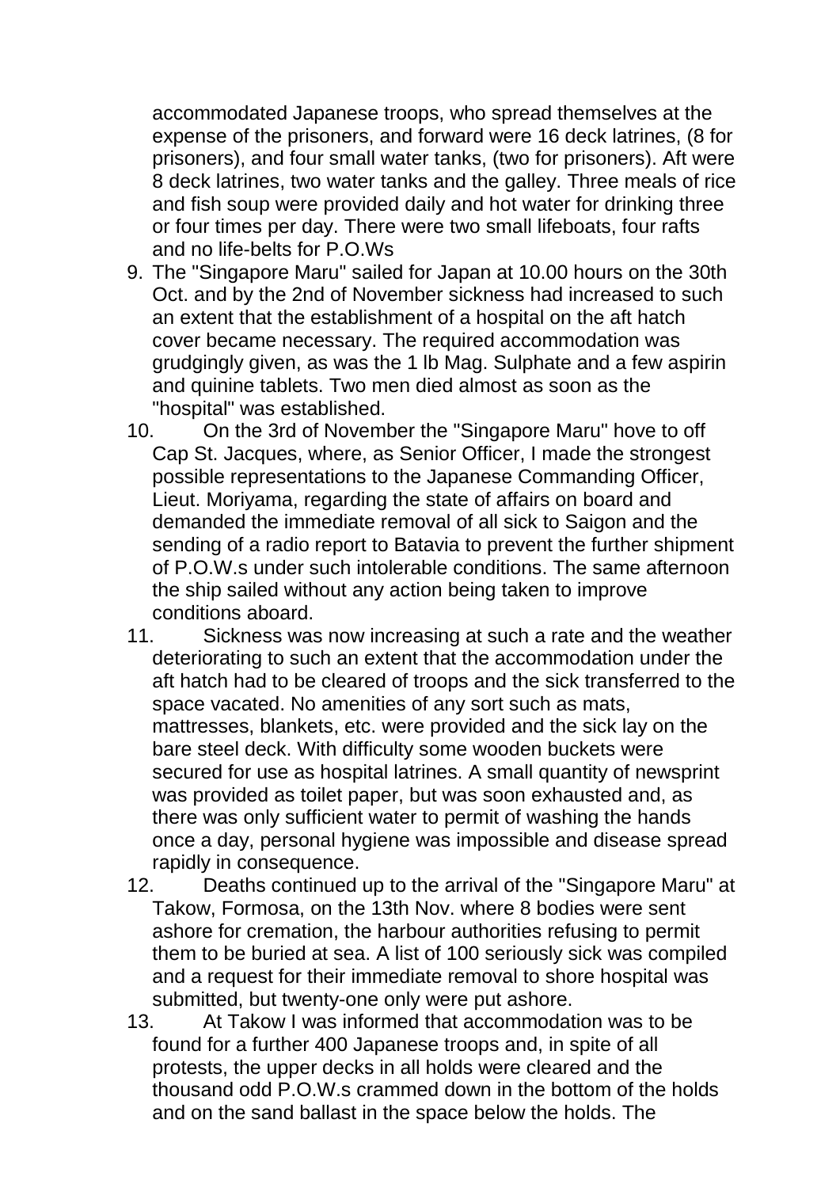accommodated Japanese troops, who spread themselves at the expense of the prisoners, and forward were 16 deck latrines, (8 for prisoners), and four small water tanks, (two for prisoners). Aft were 8 deck latrines, two water tanks and the galley. Three meals of rice and fish soup were provided daily and hot water for drinking three or four times per day. There were two small lifeboats, four rafts and no life-belts for P.O.Ws

9. The "Singapore Maru" sailed for Japan at 10.00 hours on the 30th Oct. and by the 2nd of November sickness had increased to such an extent that the establishment of a hospital on the aft hatch cover became necessary. The required accommodation was grudgingly given, as was the 1 lb Mag. Sulphate and a few aspirin and quinine tablets. Two men died almost as soon as the "hospital" was established.

10. On the 3rd of November the "Singapore Maru" hove to off Cap St. Jacques, where, as Senior Officer, I made the strongest possible representations to the Japanese Commanding Officer, Lieut. Moriyama, regarding the state of affairs on board and demanded the immediate removal of all sick to Saigon and the sending of a radio report to Batavia to prevent the further shipment of P.O.W.s under such intolerable conditions. The same afternoon the ship sailed without any action being taken to improve conditions aboard.

11. Sickness was now increasing at such a rate and the weather deteriorating to such an extent that the accommodation under the aft hatch had to be cleared of troops and the sick transferred to the space vacated. No amenities of any sort such as mats, mattresses, blankets, etc. were provided and the sick lay on the bare steel deck. With difficulty some wooden buckets were secured for use as hospital latrines. A small quantity of newsprint was provided as toilet paper, but was soon exhausted and, as there was only sufficient water to permit of washing the hands once a day, personal hygiene was impossible and disease spread rapidly in consequence.

12. Deaths continued up to the arrival of the "Singapore Maru" at Takow, Formosa, on the 13th Nov. where 8 bodies were sent ashore for cremation, the harbour authorities refusing to permit them to be buried at sea. A list of 100 seriously sick was compiled and a request for their immediate removal to shore hospital was submitted, but twenty-one only were put ashore.

13. At Takow I was informed that accommodation was to be found for a further 400 Japanese troops and, in spite of all protests, the upper decks in all holds were cleared and the thousand odd P.O.W.s crammed down in the bottom of the holds and on the sand ballast in the space below the holds. The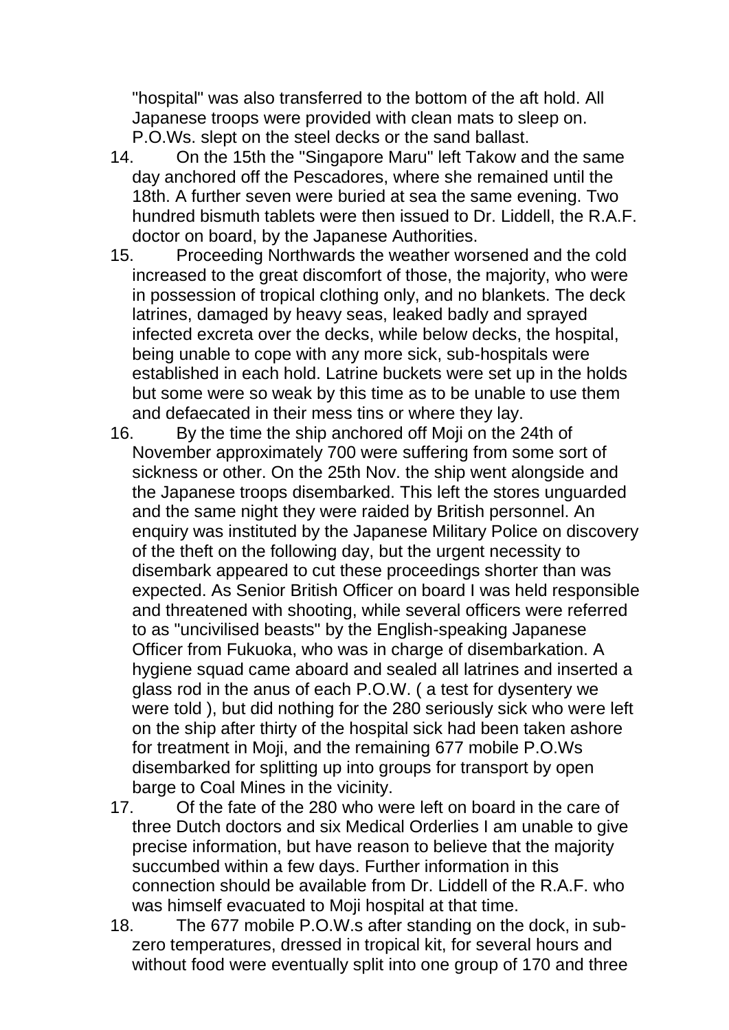"hospital" was also transferred to the bottom of the aft hold. All Japanese troops were provided with clean mats to sleep on. P.O.Ws. slept on the steel decks or the sand ballast.

14. On the 15th the "Singapore Maru" left Takow and the same day anchored off the Pescadores, where she remained until the 18th. A further seven were buried at sea the same evening. Two hundred bismuth tablets were then issued to Dr. Liddell, the R.A.F. doctor on board, by the Japanese Authorities.

15. Proceeding Northwards the weather worsened and the cold increased to the great discomfort of those, the majority, who were in possession of tropical clothing only, and no blankets. The deck latrines, damaged by heavy seas, leaked badly and sprayed infected excreta over the decks, while below decks, the hospital, being unable to cope with any more sick, sub-hospitals were established in each hold. Latrine buckets were set up in the holds but some were so weak by this time as to be unable to use them and defaecated in their mess tins or where they lay.

16. By the time the ship anchored off Moji on the 24th of November approximately 700 were suffering from some sort of sickness or other. On the 25th Nov. the ship went alongside and the Japanese troops disembarked. This left the stores unguarded and the same night they were raided by British personnel. An enquiry was instituted by the Japanese Military Police on discovery of the theft on the following day, but the urgent necessity to disembark appeared to cut these proceedings shorter than was expected. As Senior British Officer on board I was held responsible and threatened with shooting, while several officers were referred to as "uncivilised beasts" by the English-speaking Japanese Officer from Fukuoka, who was in charge of disembarkation. A hygiene squad came aboard and sealed all latrines and inserted a glass rod in the anus of each P.O.W. ( a test for dysentery we were told ), but did nothing for the 280 seriously sick who were left on the ship after thirty of the hospital sick had been taken ashore for treatment in Moji, and the remaining 677 mobile P.O.Ws disembarked for splitting up into groups for transport by open barge to Coal Mines in the vicinity.

17. Of the fate of the 280 who were left on board in the care of three Dutch doctors and six Medical Orderlies I am unable to give precise information, but have reason to believe that the majority succumbed within a few days. Further information in this connection should be available from Dr. Liddell of the R.A.F. who was himself evacuated to Moji hospital at that time.

18. The 677 mobile P.O.W.s after standing on the dock, in sub-zero temperatures, dressed in tropical kit, for several hours and without food were eventually split into one group of 170 and three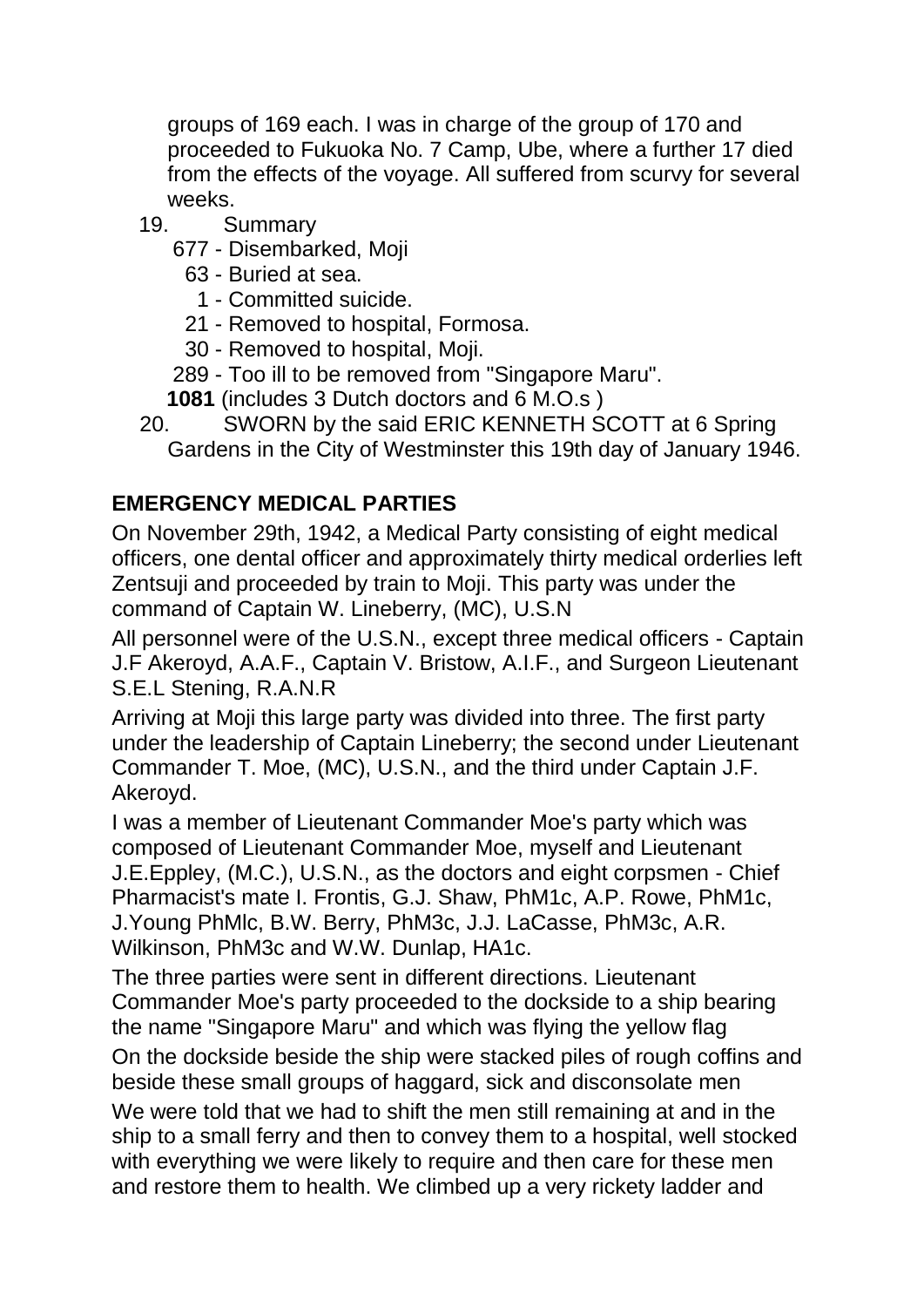groups of 169 each. I was in charge of the group of 170 and proceeded to Fukuoka No. 7 Camp, Ube, where a further 17 died from the effects of the voyage. All suffered from scurvy for several weeks.

19. Summary

    677 - Disembarked, Moji
    63 - Buried at sea.
    1 - Committed suicide.
    21 - Removed to hospital, Formosa.
    30 - Removed to hospital, Moji.
    289 - Too ill to be removed from "Singapore Maru".
    **1081** (includes 3 Dutch doctors and 6 M.O.s )

20. SWORN by the said ERIC KENNETH SCOTT at 6 Spring Gardens in the City of Westminster this 19th day of January 1946.

## EMERGENCY MEDICAL PARTIES

On November 29th, 1942, a Medical Party consisting of eight medical officers, one dental officer and approximately thirty medical orderlies left Zentsuji and proceeded by train to Moji. This party was under the command of Captain W. Lineberry, (MC), U.S.N

All personnel were of the U.S.N., except three medical officers - Captain J.F Akeroyd, A.A.F., Captain V. Bristow, A.I.F., and Surgeon Lieutenant S.E.L Stening, R.A.N.R

Arriving at Moji this large party was divided into three. The first party under the leadership of Captain Lineberry; the second under Lieutenant Commander T. Moe, (MC), U.S.N., and the third under Captain J.F. Akeroyd.

I was a member of Lieutenant Commander Moe's party which was composed of Lieutenant Commander Moe, myself and Lieutenant J.E.Eppley, (M.C.), U.S.N., as the doctors and eight corpsmen - Chief Pharmacist's mate I. Frontis, G.J. Shaw, PhM1c, A.P. Rowe, PhM1c, J.Young PhMlc, B.W. Berry, PhM3c, J.J. LaCasse, PhM3c, A.R. Wilkinson, PhM3c and W.W. Dunlap, HA1c.

The three parties were sent in different directions. Lieutenant Commander Moe's party proceeded to the dockside to a ship bearing the name "Singapore Maru" and which was flying the yellow flag

On the dockside beside the ship were stacked piles of rough coffins and beside these small groups of haggard, sick and disconsolate men

We were told that we had to shift the men still remaining at and in the ship to a small ferry and then to convey them to a hospital, well stocked with everything we were likely to require and then care for these men and restore them to health. We climbed up a very rickety ladder and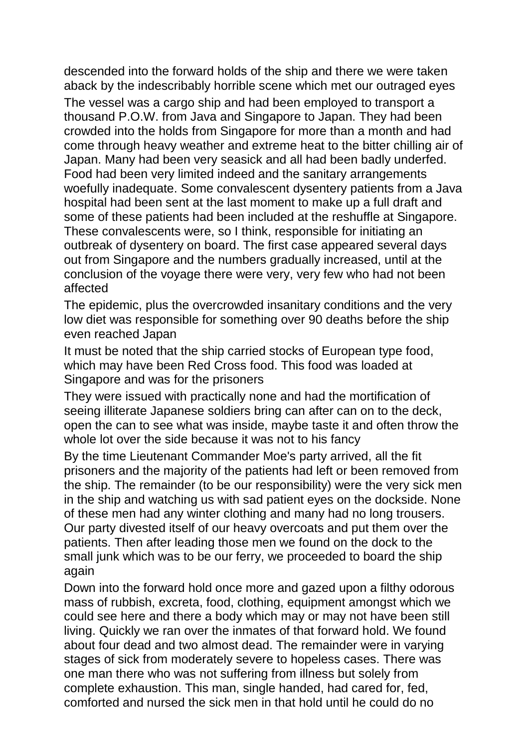descended into the forward holds of the ship and there we were taken aback by the indescribably horrible scene which met our outraged eyes

The vessel was a cargo ship and had been employed to transport a thousand P.O.W. from Java and Singapore to Japan. They had been crowded into the holds from Singapore for more than a month and had come through heavy weather and extreme heat to the bitter chilling air of Japan. Many had been very seasick and all had been badly underfed. Food had been very limited indeed and the sanitary arrangements woefully inadequate. Some convalescent dysentery patients from a Java hospital had been sent at the last moment to make up a full draft and some of these patients had been included at the reshuffle at Singapore. These convalescents were, so I think, responsible for initiating an outbreak of dysentery on board. The first case appeared several days out from Singapore and the numbers gradually increased, until at the conclusion of the voyage there were very, very few who had not been affected

The epidemic, plus the overcrowded insanitary conditions and the very low diet was responsible for something over 90 deaths before the ship even reached Japan

It must be noted that the ship carried stocks of European type food, which may have been Red Cross food. This food was loaded at Singapore and was for the prisoners

They were issued with practically none and had the mortification of seeing illiterate Japanese soldiers bring can after can on to the deck, open the can to see what was inside, maybe taste it and often throw the whole lot over the side because it was not to his fancy

By the time Lieutenant Commander Moe's party arrived, all the fit prisoners and the majority of the patients had left or been removed from the ship. The remainder (to be our responsibility) were the very sick men in the ship and watching us with sad patient eyes on the dockside. None of these men had any winter clothing and many had no long trousers. Our party divested itself of our heavy overcoats and put them over the patients. Then after leading those men we found on the dock to the small junk which was to be our ferry, we proceeded to board the ship again

Down into the forward hold once more and gazed upon a filthy odorous mass of rubbish, excreta, food, clothing, equipment amongst which we could see here and there a body which may or may not have been still living. Quickly we ran over the inmates of that forward hold. We found about four dead and two almost dead. The remainder were in varying stages of sick from moderately severe to hopeless cases. There was one man there who was not suffering from illness but solely from complete exhaustion. This man, single handed, had cared for, fed, comforted and nursed the sick men in that hold until he could do no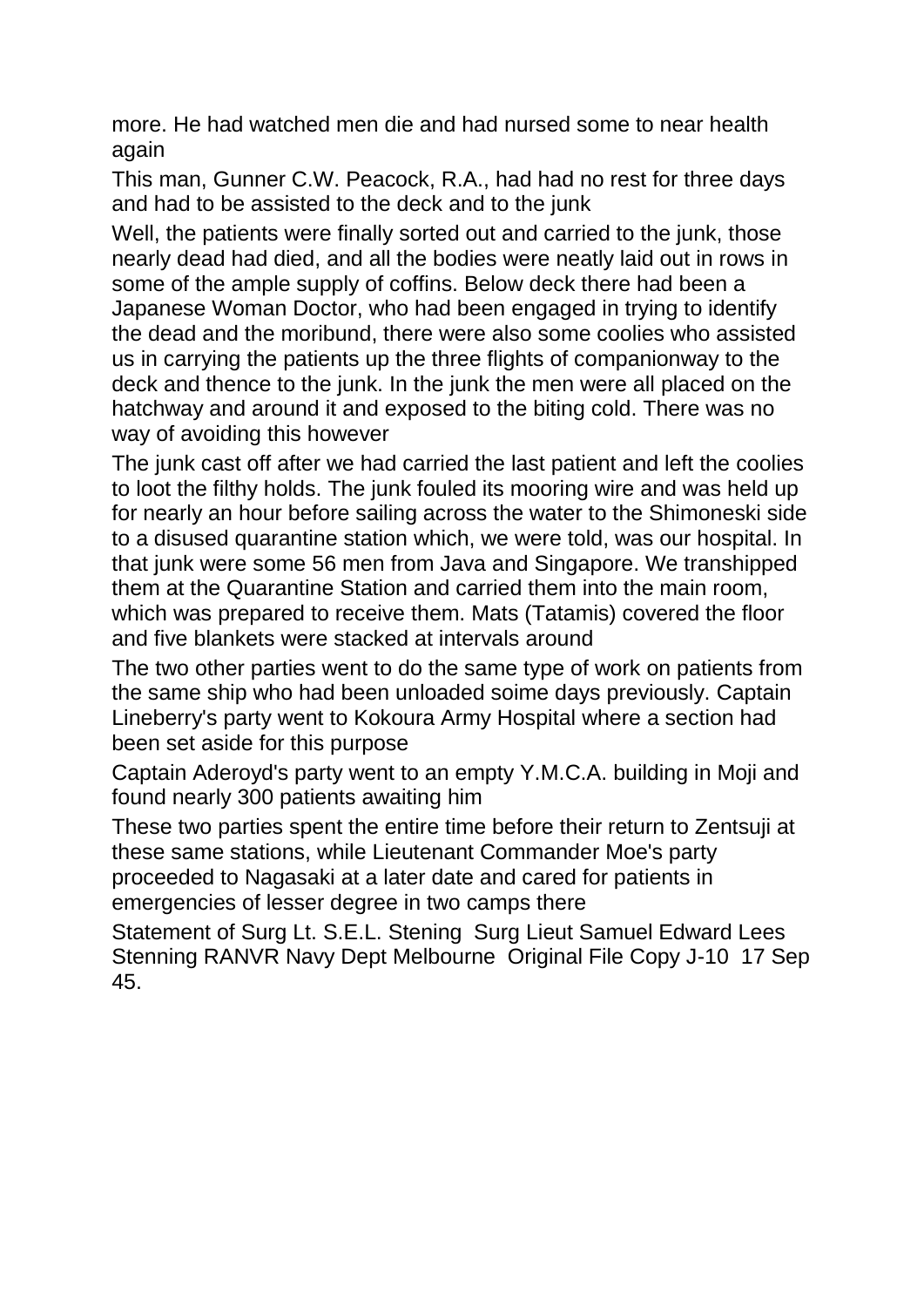more. He had watched men die and had nursed some to near health again

This man, Gunner C.W. Peacock, R.A., had had no rest for three days and had to be assisted to the deck and to the junk

Well, the patients were finally sorted out and carried to the junk, those nearly dead had died, and all the bodies were neatly laid out in rows in some of the ample supply of coffins. Below deck there had been a Japanese Woman Doctor, who had been engaged in trying to identify the dead and the moribund, there were also some coolies who assisted us in carrying the patients up the three flights of companionway to the deck and thence to the junk. In the junk the men were all placed on the hatchway and around it and exposed to the biting cold. There was no way of avoiding this however

The junk cast off after we had carried the last patient and left the coolies to loot the filthy holds. The junk fouled its mooring wire and was held up for nearly an hour before sailing across the water to the Shimoneski side to a disused quarantine station which, we were told, was our hospital. In that junk were some 56 men from Java and Singapore. We transhipped them at the Quarantine Station and carried them into the main room, which was prepared to receive them. Mats (Tatamis) covered the floor and five blankets were stacked at intervals around

The two other parties went to do the same type of work on patients from the same ship who had been unloaded soime days previously. Captain Lineberry's party went to Kokoura Army Hospital where a section had been set aside for this purpose

Captain Aderoyd's party went to an empty Y.M.C.A. building in Moji and found nearly 300 patients awaiting him

These two parties spent the entire time before their return to Zentsuji at these same stations, while Lieutenant Commander Moe's party proceeded to Nagasaki at a later date and cared for patients in emergencies of lesser degree in two camps there

Statement of Surg Lt. S.E.L. Stening  Surg Lieut Samuel Edward Lees Stenning RANVR Navy Dept Melbourne  Original File Copy J-10  17 Sep 45.